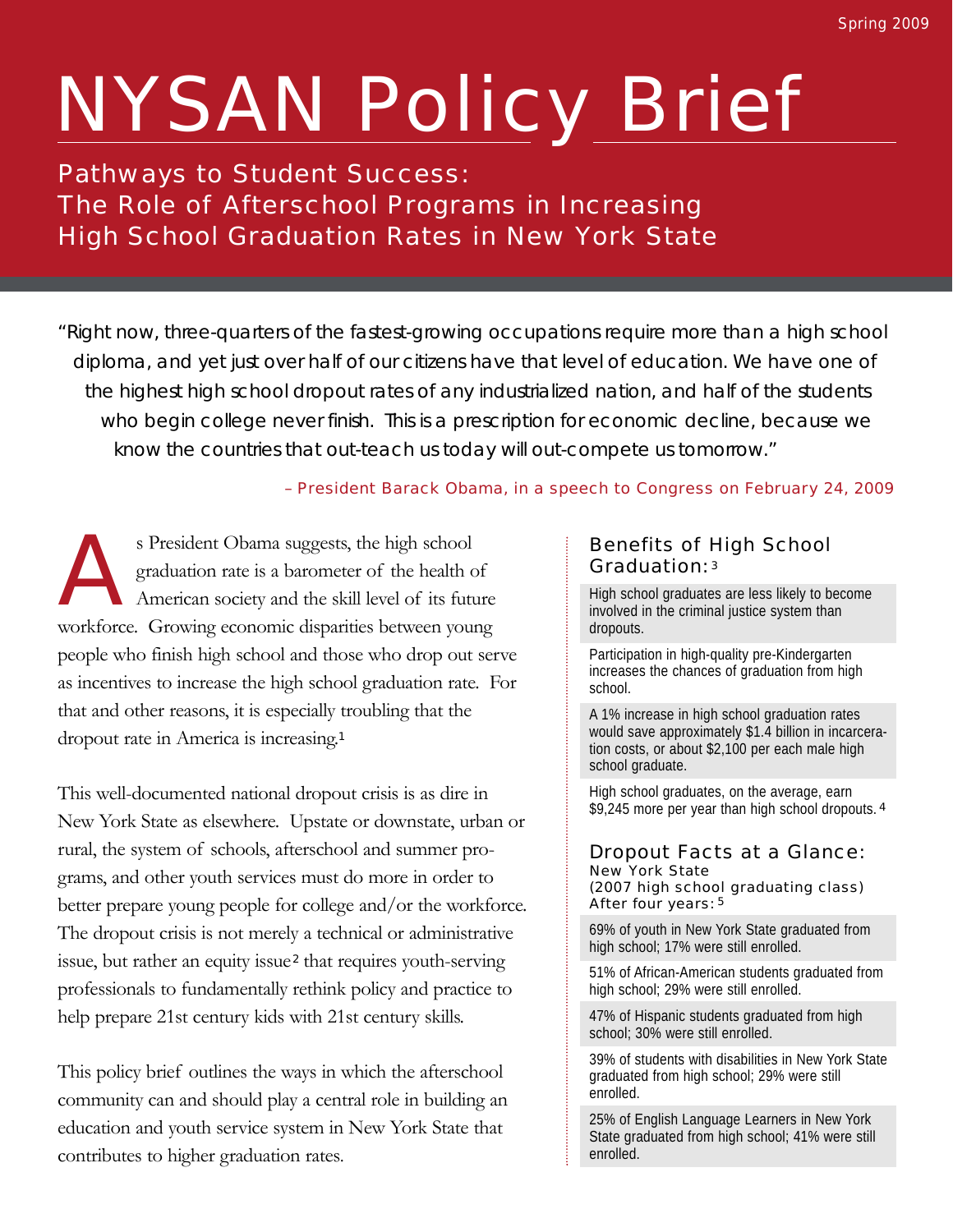Spring 2009

# NYSAN Policy Brief

## Pathways to Student Success: The Role of Afterschool Programs in Increasing High School Graduation Rates in New York State

"Right now, three-quarters of the fastest-growing occupations require more than a high school diploma, and yet just over half of our citizens have that level of education. We have one of the highest high school dropout rates of any industrialized nation, and half of the students who begin college never finish. This is a prescription for economic decline, because we know the countries that out-teach us today will out-compete us tomorrow."

– President Barack Obama, in a speech to Congress on February 24, 2009

As President Obama suggests, the high school graduation rate is a barometer of the health of American society and the skill level of its future workforce. Growing economic disparities between young people who finish high school and those who drop out serve as incentives to increase the high school graduation rate. For that and other reasons, it is especially troubling that the dropout rate in America is increasing.[1]

This well-documented national dropout crisis is as dire in New York State as elsewhere. Upstate or downstate, urban or rural, the system of schools, afterschool and summer programs, and other youth services must do more in order to better prepare young people for college and/or the workforce. The dropout crisis is not merely a technical or administrative issue, but rather an equity issue[2] that requires youth-serving professionals to fundamentally rethink policy and practice to help prepare 21st century kids with 21st century skills.

This policy brief outlines the ways in which the afterschool community can and should play a central role in building an education and youth service system in New York State that contributes to higher graduation rates.

### Benefits of High School Graduation:[3]

- High school graduates are less likely to become involved in the criminal justice system than dropouts.
- Participation in high-quality pre-Kindergarten increases the chances of graduation from high school.
- A 1% increase in high school graduation rates would save approximately $1.4 billion in incarceration costs, or about $2,100 per each male high school graduate.
- High school graduates, on the average, earn $9,245 more per year than high school dropouts.[4]

### Dropout Facts at a Glance:
New York State
(2007 high school graduating class)
After four years:[5]

- 69% of youth in New York State graduated from high school; 17% were still enrolled.
- 51% of African-American students graduated from high school; 29% were still enrolled.
- 47% of Hispanic students graduated from high school; 30% were still enrolled.
- 39% of students with disabilities in New York State graduated from high school; 29% were still enrolled.
- 25% of English Language Learners in New York State graduated from high school; 41% were still enrolled.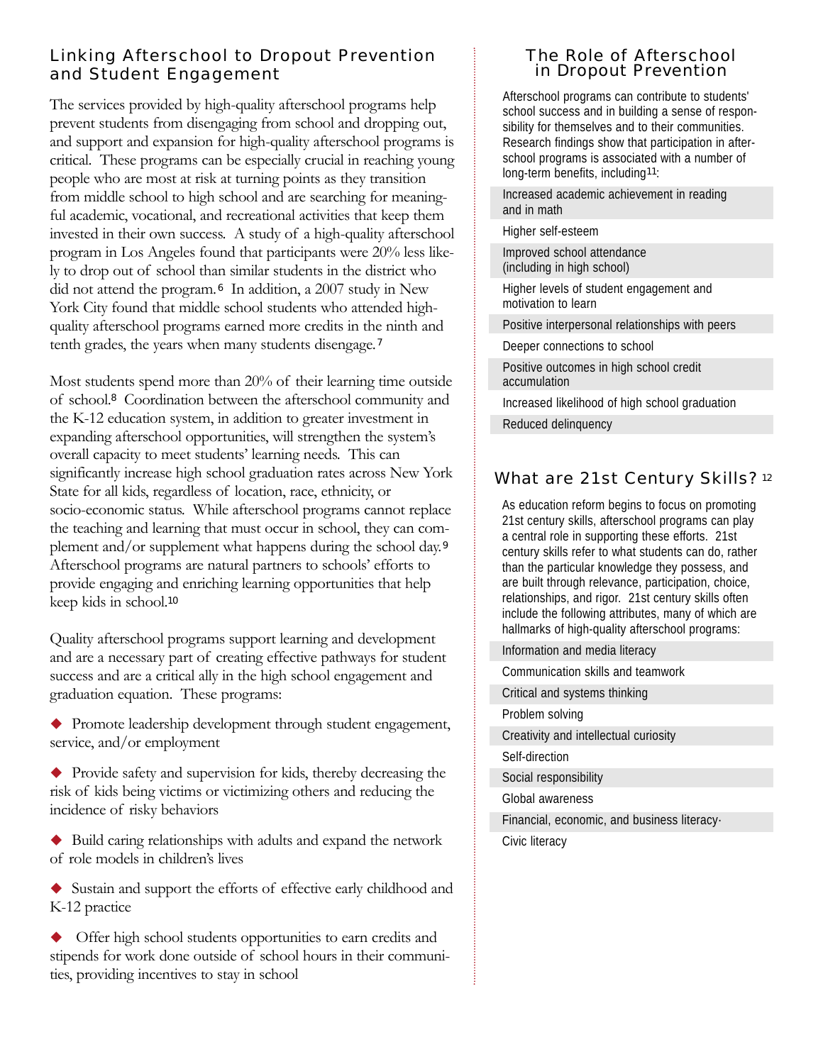## Linking Afterschool to Dropout Prevention and Student Engagement

The services provided by high-quality afterschool programs help prevent students from disengaging from school and dropping out, and support and expansion for high-quality afterschool programs is critical. These programs can be especially crucial in reaching young people who are most at risk at turning points as they transition from middle school to high school and are searching for meaningful academic, vocational, and recreational activities that keep them invested in their own success. A study of a high-quality afterschool program in Los Angeles found that participants were 20% less likely to drop out of school than similar students in the district who did not attend the program.[6] In addition, a 2007 study in New York City found that middle school students who attended high-quality afterschool programs earned more credits in the ninth and tenth grades, the years when many students disengage.[7]

Most students spend more than 20% of their learning time outside of school.[8] Coordination between the afterschool community and the K-12 education system, in addition to greater investment in expanding afterschool opportunities, will strengthen the system's overall capacity to meet students' learning needs. This can significantly increase high school graduation rates across New York State for all kids, regardless of location, race, ethnicity, or socio-economic status. While afterschool programs cannot replace the teaching and learning that must occur in school, they can complement and/or supplement what happens during the school day.[9] Afterschool programs are natural partners to schools' efforts to provide engaging and enriching learning opportunities that help keep kids in school.[10]

Quality afterschool programs support learning and development and are a necessary part of creating effective pathways for student success and are a critical ally in the high school engagement and graduation equation. These programs:

- Promote leadership development through student engagement, service, and/or employment
- Provide safety and supervision for kids, thereby decreasing the risk of kids being victims or victimizing others and reducing the incidence of risky behaviors
- Build caring relationships with adults and expand the network of role models in children's lives
- Sustain and support the efforts of effective early childhood and K-12 practice
- Offer high school students opportunities to earn credits and stipends for work done outside of school hours in their communities, providing incentives to stay in school

## The Role of Afterschool in Dropout Prevention

Afterschool programs can contribute to students' school success and in building a sense of responsibility for themselves and to their communities. Research findings show that participation in afterschool programs is associated with a number of long-term benefits, including[11]:

- Increased academic achievement in reading and in math
- Higher self-esteem
- Improved school attendance (including in high school)
- Higher levels of student engagement and motivation to learn
- Positive interpersonal relationships with peers
- Deeper connections to school
- Positive outcomes in high school credit accumulation
- Increased likelihood of high school graduation
- Reduced delinquency

## What are 21st Century Skills? [12]

As education reform begins to focus on promoting 21st century skills, afterschool programs can play a central role in supporting these efforts. 21st century skills refer to what students can do, rather than the particular knowledge they possess, and are built through relevance, participation, choice, relationships, and rigor. 21st century skills often include the following attributes, many of which are hallmarks of high-quality afterschool programs:

- Information and media literacy
- Communication skills and teamwork
- Critical and systems thinking
- Problem solving
- Creativity and intellectual curiosity
- Self-direction
- Social responsibility
- Global awareness
- Financial, economic, and business literacy·
- Civic literacy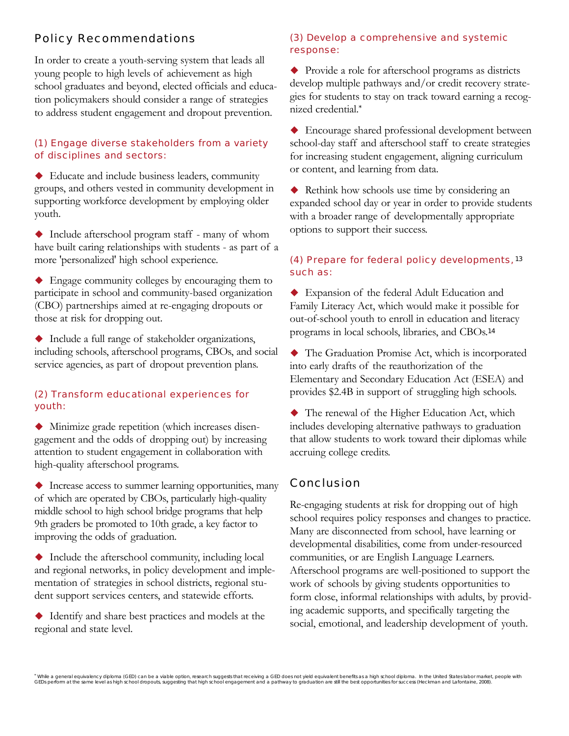## Policy Recommendations

In order to create a youth-serving system that leads all young people to high levels of achievement as high school graduates and beyond, elected officials and education policymakers should consider a range of strategies to address student engagement and dropout prevention.

### (1) Engage diverse stakeholders from a variety of disciplines and sectors:

- Educate and include business leaders, community groups, and others vested in community development in supporting workforce development by employing older youth.
- Include afterschool program staff - many of whom have built caring relationships with students - as part of a more 'personalized' high school experience.
- Engage community colleges by encouraging them to participate in school and community-based organization (CBO) partnerships aimed at re-engaging dropouts or those at risk for dropping out.
- Include a full range of stakeholder organizations, including schools, afterschool programs, CBOs, and social service agencies, as part of dropout prevention plans.

### (2) Transform educational experiences for youth:

- Minimize grade repetition (which increases disengagement and the odds of dropping out) by increasing attention to student engagement in collaboration with high-quality afterschool programs.
- Increase access to summer learning opportunities, many of which are operated by CBOs, particularly high-quality middle school to high school bridge programs that help 9th graders be promoted to 10th grade, a key factor to improving the odds of graduation.
- Include the afterschool community, including local and regional networks, in policy development and implementation of strategies in school districts, regional student support services centers, and statewide efforts.
- Identify and share best practices and models at the regional and state level.

### (3) Develop a comprehensive and systemic response:

- Provide a role for afterschool programs as districts develop multiple pathways and/or credit recovery strategies for students to stay on track toward earning a recognized credential.*
- Encourage shared professional development between school-day staff and afterschool staff to create strategies for increasing student engagement, aligning curriculum or content, and learning from data.
- Rethink how schools use time by considering an expanded school day or year in order to provide students with a broader range of developmentally appropriate options to support their success.

### (4) Prepare for federal policy developments,[13] such as:

- Expansion of the federal Adult Education and Family Literacy Act, which would make it possible for out-of-school youth to enroll in education and literacy programs in local schools, libraries, and CBOs.[14]
- The Graduation Promise Act, which is incorporated into early drafts of the reauthorization of the Elementary and Secondary Education Act (ESEA) and provides $2.4B in support of struggling high schools.
- The renewal of the Higher Education Act, which includes developing alternative pathways to graduation that allow students to work toward their diplomas while accruing college credits.

## Conclusion

Re-engaging students at risk for dropping out of high school requires policy responses and changes to practice. Many are disconnected from school, have learning or developmental disabilities, come from under-resourced communities, or are English Language Learners. Afterschool programs are well-positioned to support the work of schools by giving students opportunities to form close, informal relationships with adults, by providing academic supports, and specifically targeting the social, emotional, and leadership development of youth.

* While a general equivalency diploma (GED) can be a viable option, research suggests that receiving a GED does not yield equivalent benefits as a high school diploma. In the United States labor market, people with GEDs perform at the same level as high school dropouts, suggesting that high school engagement and a pathway to graduation are still the best opportunities for success (Heckman and Lafontaine, 2008).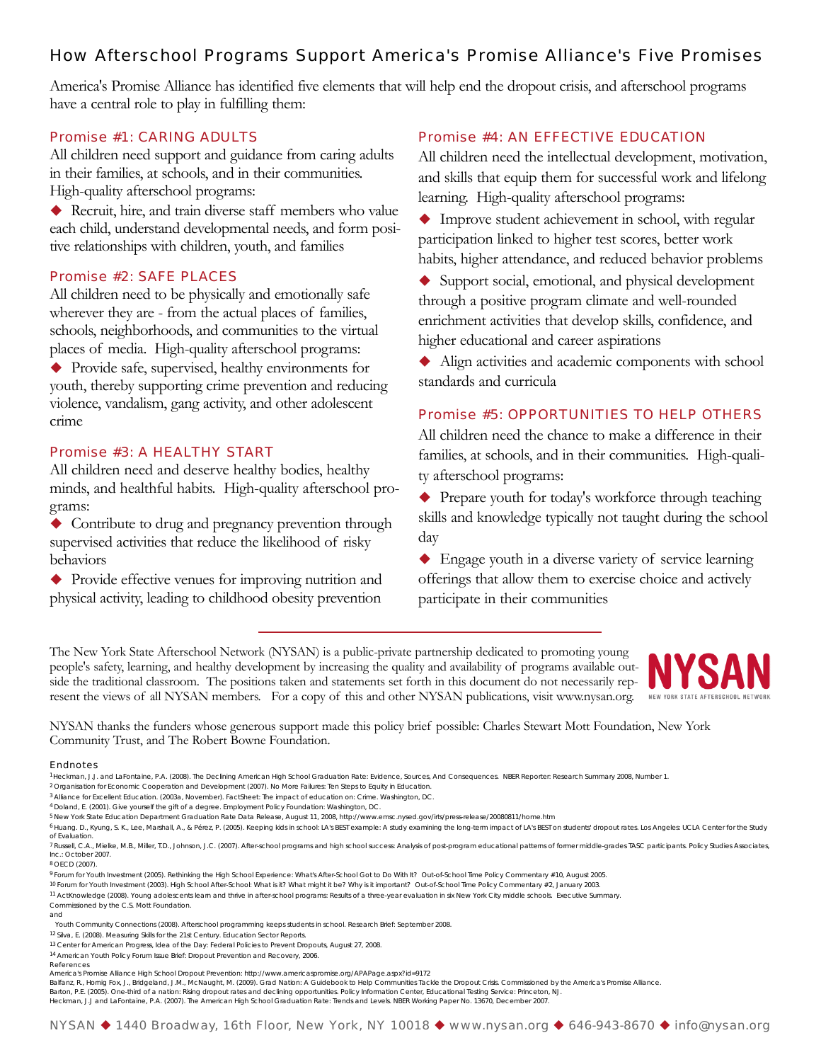## How Afterschool Programs Support America's Promise Alliance's Five Promises

America's Promise Alliance has identified five elements that will help end the dropout crisis, and afterschool programs have a central role to play in fulfilling them:

### Promise #1: CARING ADULTS

All children need support and guidance from caring adults in their families, at schools, and in their communities. High-quality afterschool programs:

- Recruit, hire, and train diverse staff members who value each child, understand developmental needs, and form positive relationships with children, youth, and families

### Promise #2: SAFE PLACES

All children need to be physically and emotionally safe wherever they are - from the actual places of families, schools, neighborhoods, and communities to the virtual places of media. High-quality afterschool programs:

- Provide safe, supervised, healthy environments for youth, thereby supporting crime prevention and reducing violence, vandalism, gang activity, and other adolescent crime

### Promise #3: A HEALTHY START

All children need and deserve healthy bodies, healthy minds, and healthful habits. High-quality afterschool programs:

- Contribute to drug and pregnancy prevention through supervised activities that reduce the likelihood of risky behaviors
- Provide effective venues for improving nutrition and physical activity, leading to childhood obesity prevention

### Promise #4: AN EFFECTIVE EDUCATION

All children need the intellectual development, motivation, and skills that equip them for successful work and lifelong learning. High-quality afterschool programs:

- Improve student achievement in school, with regular participation linked to higher test scores, better work habits, higher attendance, and reduced behavior problems
- Support social, emotional, and physical development through a positive program climate and well-rounded enrichment activities that develop skills, confidence, and higher educational and career aspirations
- Align activities and academic components with school standards and curricula

### Promise #5: OPPORTUNITIES TO HELP OTHERS

All children need the chance to make a difference in their families, at schools, and in their communities. High-quality afterschool programs:

- Prepare youth for today's workforce through teaching skills and knowledge typically not taught during the school day
- Engage youth in a diverse variety of service learning offerings that allow them to exercise choice and actively participate in their communities

---

The New York State Afterschool Network (NYSAN) is a public-private partnership dedicated to promoting young people's safety, learning, and healthy development by increasing the quality and availability of programs available outside the traditional classroom. The positions taken and statements set forth in this document do not necessarily represent the views of all NYSAN members. For a copy of this and other NYSAN publications, visit www.nysan.org.

**NYSAN**
NEW YORK STATE AFTERSCHOOL NETWORK

NYSAN thanks the funders whose generous support made this policy brief possible: Charles Stewart Mott Foundation, New York Community Trust, and The Robert Bowne Foundation.

#### Endnotes

[1] Heckman, J.J. and LaFontaine, P.A. (2008). The Declining American High School Graduation Rate: Evidence, Sources, And Consequences. NBER Reporter: Research Summary 2008, Number 1.
[2] Organisation for Economic Cooperation and Development (2007). No More Failures: Ten Steps to Equity in Education.
[3] Alliance for Excellent Education. (2003a, November). FactSheet: The impact of education on: Crime. Washington, DC.
[4] Doland, E. (2001). Give yourself the gift of a degree. Employment Policy Foundation: Washington, DC.
[5] New York State Education Department Graduation Rate Data Release, August 11, 2008, http://www.emsc.nysed.gov/irts/press-release/20080811/home.htm
[6] Huang. D., Kyung, S. K., Lee, Marshall, A., & Pérez, P. (2005). Keeping kids in school: LA's BEST example: A study examining the long-term impact of LA's BEST on students' dropout rates. Los Angeles: UCLA Center for the Study of Evaluation.
[7] Russell, C.A., Mielke, M.B., Miller, T.D., Johnson, J.C. (2007). After-school programs and high school success: Analysis of post-program educational patterns of former middle-grades TASC participants. Policy Studies Associates, Inc.: October 2007.
[8] OECD (2007).
[9] Forum for Youth Investment (2005). Rethinking the High School Experience: What's After-School Got to Do With It? Out-of-School Time Policy Commentary #10, August 2005.
[10] Forum for Youth Investment (2003). High School After-School: What is it? What might it be? Why is it important? Out-of-School Time Policy Commentary #2, January 2003.
[11] ActKnowledge (2008). Young adolescents learn and thrive in after-school programs: Results of a three-year evaluation in six New York City middle schools. Executive Summary. Commissioned by the C.S. Mott Foundation.
and
Youth Community Connections (2008). Afterschool programming keeps students in school. Research Brief: September 2008.
[12] Silva, E. (2008). Measuring Skills for the 21st Century. Education Sector Reports.
[13] Center for American Progress, Idea of the Day: Federal Policies to Prevent Dropouts, August 27, 2008.
[14] American Youth Policy Forum Issue Brief: Dropout Prevention and Recovery, 2006.

References

America's Promise Alliance High School Dropout Prevention: http://www.americaspromise.org/APAPage.aspx?id=9172
Balfanz, R., Hornig Fox, J., Bridgeland, J.M., McNaught, M. (2009). Grad Nation: A Guidebook to Help Communities Tackle the Dropout Crisis. Commissioned by the America's Promise Alliance.
Barton, P.E. (2005). One-third of a nation: Rising dropout rates and declining opportunities. Policy Information Center, Educational Testing Service: Princeton, NJ.
Heckman, J.J and LaFontaine, P.A. (2007). The American High School Graduation Rate: Trends and Levels. NBER Working Paper No. 13670, December 2007.

NYSAN ◆ 1440 Broadway, 16th Floor, New York, NY 10018 ◆ www.nysan.org ◆ 646-943-8670 ◆ info@nysan.org